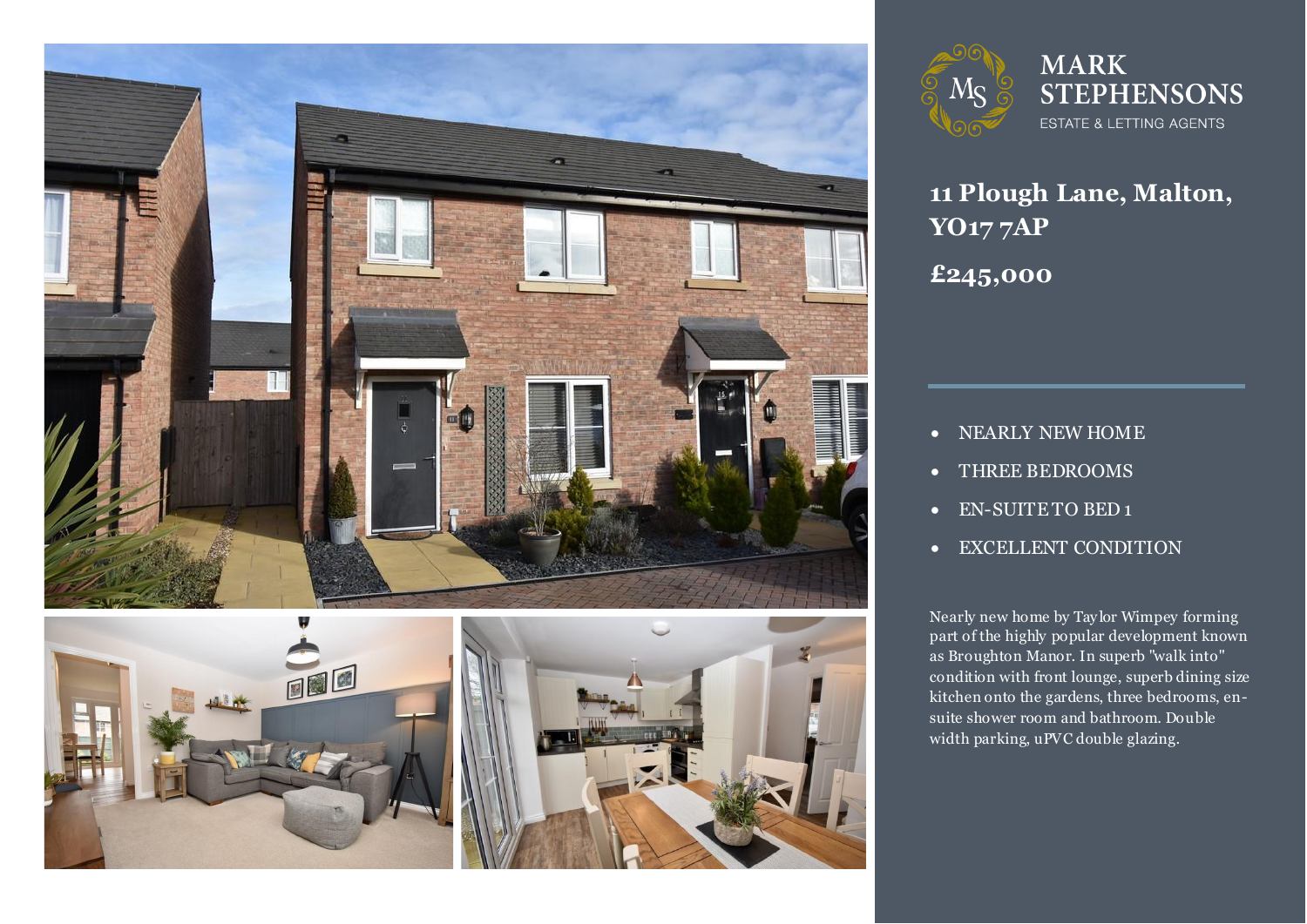MARK STEPHENSONS

ESTATE & LETTING AGENTS

# 11 Plough Lane, Malton, YO17 7AP

## £245,000

- NEARLY NEW HOME
- THREE BEDROOMS
- EN-SUITE TO BED 1
- EXCELLENT CONDITION

Nearly new home by Taylor Wimpey forming part of the highly popular development known as Broughton Manor. In superb "walk into" condition with front lounge, superb dining size kitchen onto the gardens, three bedrooms, en-suite shower room and bathroom. Double width parking, uPVC double glazing.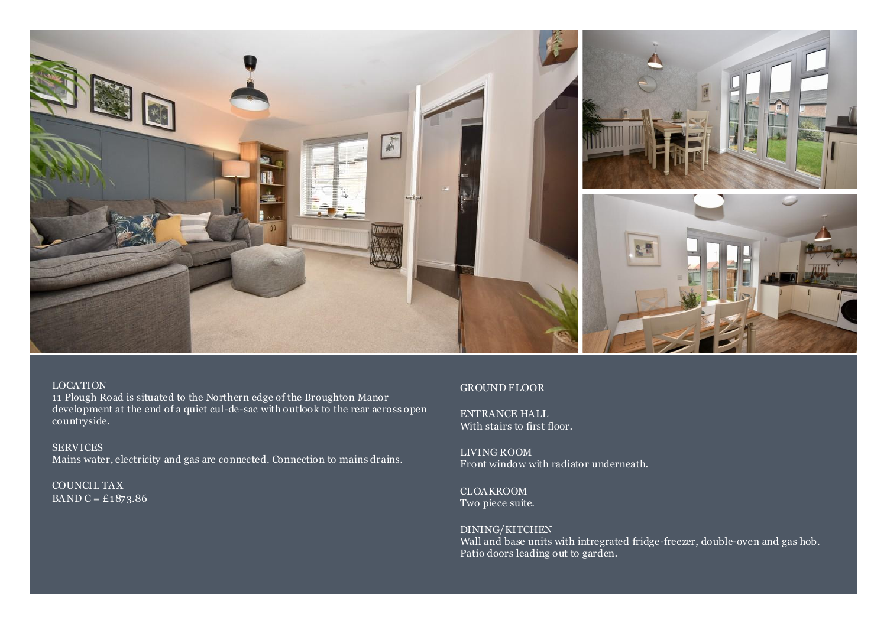LOCATION
11 Plough Road is situated to the Northern edge of the Broughton Manor development at the end of a quiet cul-de-sac with outlook to the rear across open countryside.

SERVICES
Mains water, electricity and gas are connected. Connection to mains drains.

COUNCIL TAX
BAND C = £1873.86

GROUND FLOOR

ENTRANCE HALL
With stairs to first floor.

LIVING ROOM
Front window with radiator underneath.

CLOAKROOM
Two piece suite.

DINING/KITCHEN
Wall and base units with intregrated fridge-freezer, double-oven and gas hob. Patio doors leading out to garden.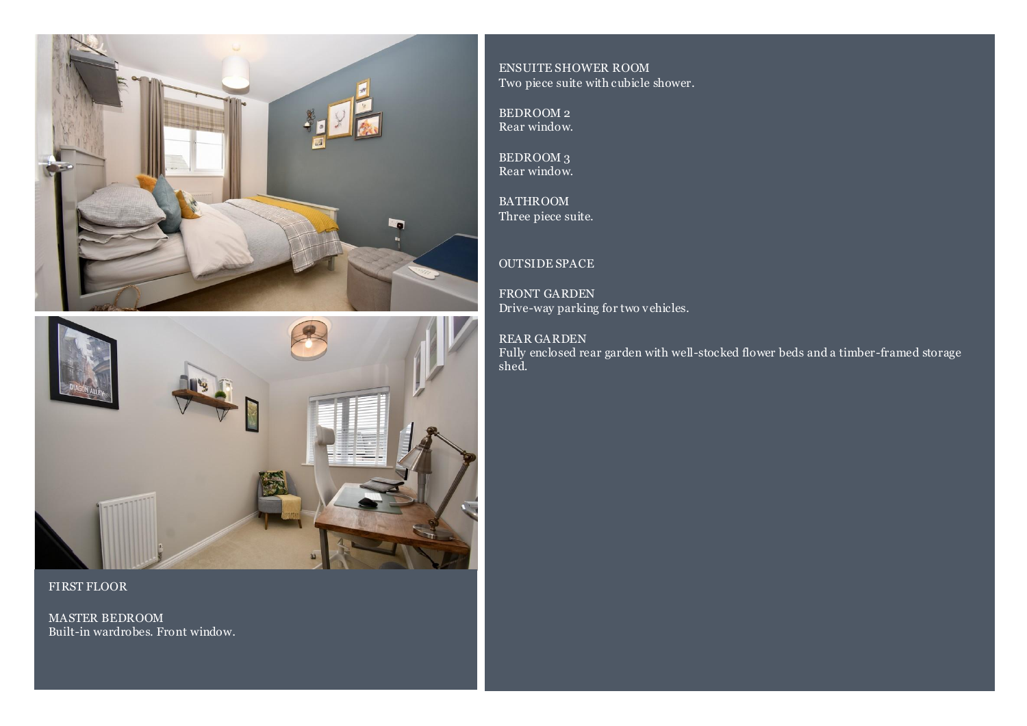## FIRST FLOOR

### MASTER BEDROOM
Built-in wardrobes. Front window.

### ENSUITE SHOWER ROOM
Two piece suite with cubicle shower.

### BEDROOM 2
Rear window.

### BEDROOM 3
Rear window.

### BATHROOM
Three piece suite.

## OUTSIDE SPACE

### FRONT GARDEN
Drive-way parking for two vehicles.

### REAR GARDEN
Fully enclosed rear garden with well-stocked flower beds and a timber-framed storage shed.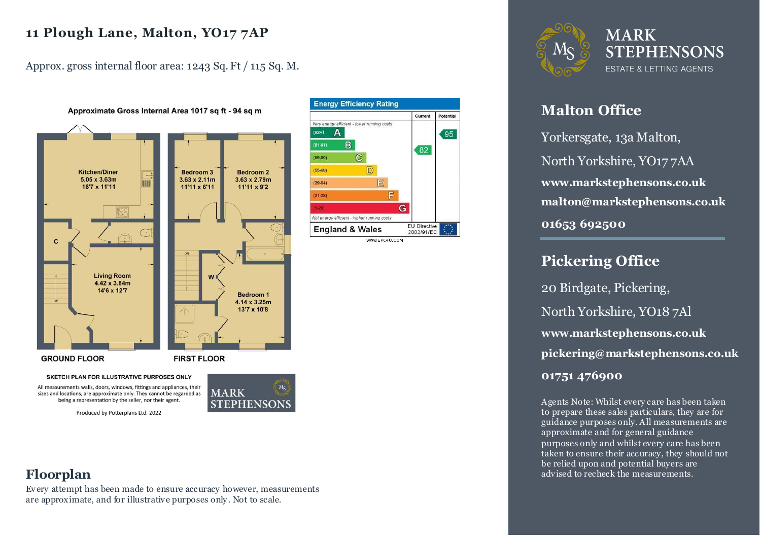# 11 Plough Lane, Malton, YO17 7AP

Approx. gross internal floor area: 1243 Sq. Ft / 115 Sq. M.

Approximate Gross Internal Area 1017 sq ft - 94 sq m

Kitchen/Diner
5.05 x 3.63m
16'7 x 11'11

C

Living Room
4.42 x 3.84m
14'6 x 12'7

UP

Bedroom 3
3.63 x 2.11m
11'11 x 6'11

Bedroom 2
3.63 x 2.79m
11'11 x 9'2

DN

W

Bedroom 1
4.14 x 3.25m
13'7 x 10'8

GROUND FLOOR

FIRST FLOOR

SKETCH PLAN FOR ILLUSTRATIVE PURPOSES ONLY

All measurements walls, doors, windows, fittings and appliances, their sizes and locations, are approximate only. They cannot be regarded as being a representation by the seller, nor their agent.

Produced by Potterplans Ltd. 2022

MARK STEPHENSONS

Energy Efficiency Rating

Current | Potential

Very energy efficient - lower running costs

(92+) A

(81-91) B

(69-80) C

(55-68) D

(39-54) E

(21-38) F

(1-20) G

Not energy efficient - higher running costs

Current: 82

Potential: 95

England & Wales

EU Directive 2002/91/EC

WWW.EPC4U.COM

## Floorplan

Every attempt has been made to ensure accuracy however, measurements are approximate, and for illustrative purposes only. Not to scale.

MARK STEPHENSONS
ESTATE & LETTING AGENTS

## Malton Office

Yorkersgate, 13a Malton,

North Yorkshire, YO17 7AA

**www.markstephensons.co.uk**

**malton@markstephensons.co.uk**

**01653 692500**

## Pickering Office

20 Birdgate, Pickering,

North Yorkshire, YO18 7Al

**www.markstephensons.co.uk**

**pickering@markstephensons.co.uk**

**01751 476900**

Agents Note: Whilst every care has been taken to prepare these sales particulars, they are for guidance purposes only. All measurements are approximate and for general guidance purposes only and whilst every care has been taken to ensure their accuracy, they should not be relied upon and potential buyers are advised to recheck the measurements.